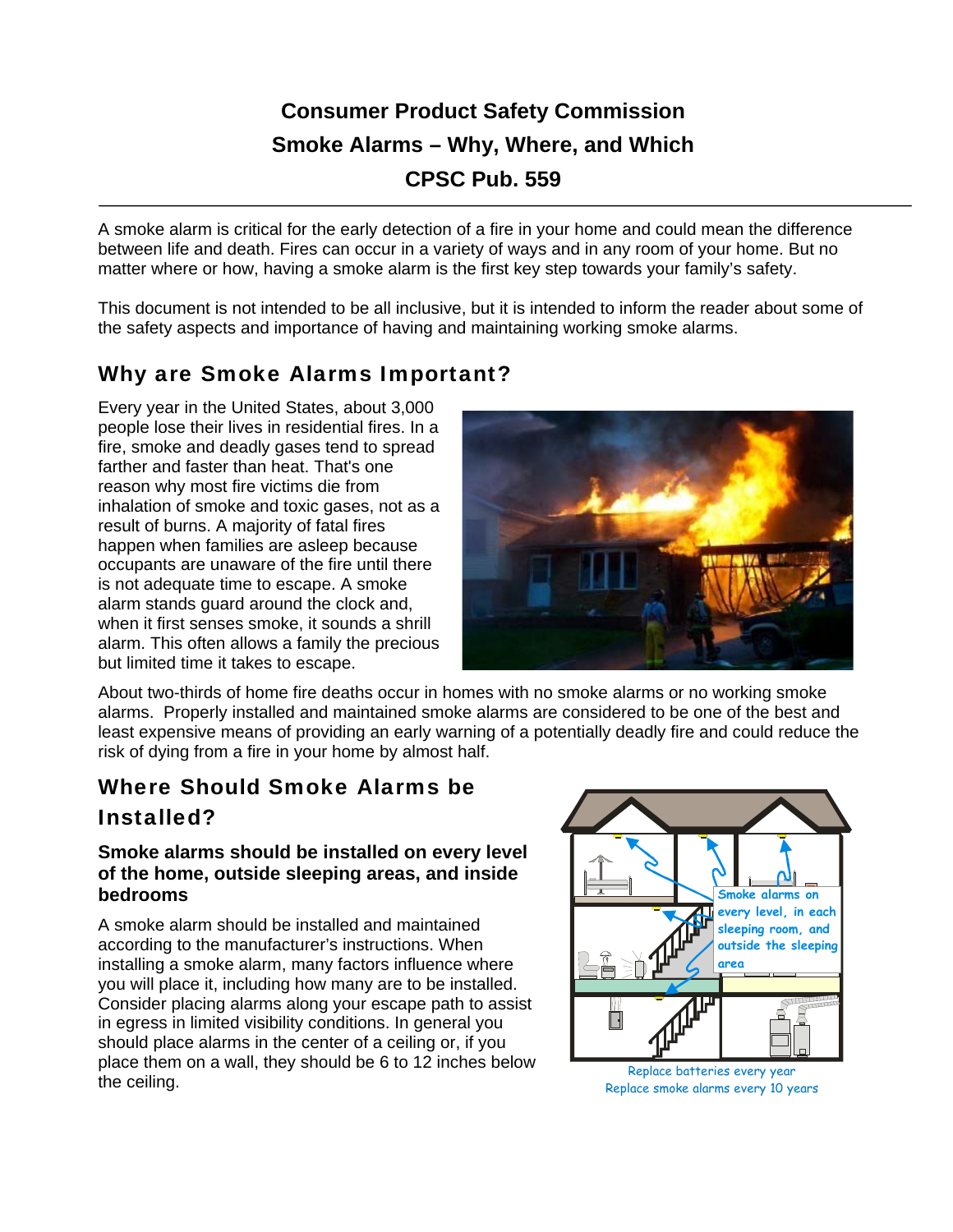# Consumer Product Safety Commission
# Smoke Alarms – Why, Where, and Which
# CPSC Pub. 559

A smoke alarm is critical for the early detection of a fire in your home and could mean the difference between life and death. Fires can occur in a variety of ways and in any room of your home. But no matter where or how, having a smoke alarm is the first key step towards your family's safety.

This document is not intended to be all inclusive, but it is intended to inform the reader about some of the safety aspects and importance of having and maintaining working smoke alarms.

## Why are Smoke Alarms Important?

Every year in the United States, about 3,000 people lose their lives in residential fires. In a fire, smoke and deadly gases tend to spread farther and faster than heat. That's one reason why most fire victims die from inhalation of smoke and toxic gases, not as a result of burns. A majority of fatal fires happen when families are asleep because occupants are unaware of the fire until there is not adequate time to escape. A smoke alarm stands guard around the clock and, when it first senses smoke, it sounds a shrill alarm. This often allows a family the precious but limited time it takes to escape.

About two-thirds of home fire deaths occur in homes with no smoke alarms or no working smoke alarms. Properly installed and maintained smoke alarms are considered to be one of the best and least expensive means of providing an early warning of a potentially deadly fire and could reduce the risk of dying from a fire in your home by almost half.

## Where Should Smoke Alarms be Installed?

### Smoke alarms should be installed on every level of the home, outside sleeping areas, and inside bedrooms

A smoke alarm should be installed and maintained according to the manufacturer's instructions. When installing a smoke alarm, many factors influence where you will place it, including how many are to be installed. Consider placing alarms along your escape path to assist in egress in limited visibility conditions. In general you should place alarms in the center of a ceiling or, if you place them on a wall, they should be 6 to 12 inches below the ceiling.

Smoke alarms on every level, in each sleeping room, and outside the sleeping area

Replace batteries every year
Replace smoke alarms every 10 years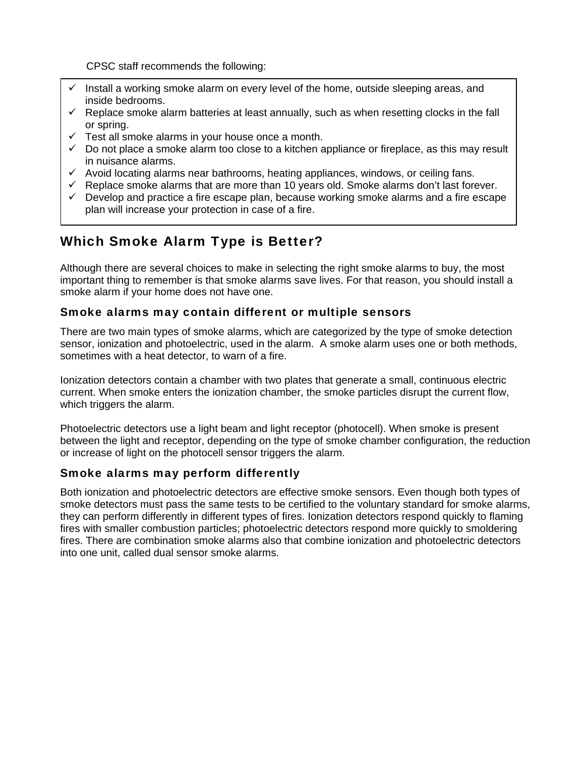CPSC staff recommends the following:

- ✓ Install a working smoke alarm on every level of the home, outside sleeping areas, and inside bedrooms.
- ✓ Replace smoke alarm batteries at least annually, such as when resetting clocks in the fall or spring.
- ✓ Test all smoke alarms in your house once a month.
- ✓ Do not place a smoke alarm too close to a kitchen appliance or fireplace, as this may result in nuisance alarms.
- ✓ Avoid locating alarms near bathrooms, heating appliances, windows, or ceiling fans.
- ✓ Replace smoke alarms that are more than 10 years old. Smoke alarms don't last forever.
- ✓ Develop and practice a fire escape plan, because working smoke alarms and a fire escape plan will increase your protection in case of a fire.

## Which Smoke Alarm Type is Better?

Although there are several choices to make in selecting the right smoke alarms to buy, the most important thing to remember is that smoke alarms save lives. For that reason, you should install a smoke alarm if your home does not have one.

### Smoke alarms may contain different or multiple sensors

There are two main types of smoke alarms, which are categorized by the type of smoke detection sensor, ionization and photoelectric, used in the alarm. A smoke alarm uses one or both methods, sometimes with a heat detector, to warn of a fire.

Ionization detectors contain a chamber with two plates that generate a small, continuous electric current. When smoke enters the ionization chamber, the smoke particles disrupt the current flow, which triggers the alarm.

Photoelectric detectors use a light beam and light receptor (photocell). When smoke is present between the light and receptor, depending on the type of smoke chamber configuration, the reduction or increase of light on the photocell sensor triggers the alarm.

### Smoke alarms may perform differently

Both ionization and photoelectric detectors are effective smoke sensors. Even though both types of smoke detectors must pass the same tests to be certified to the voluntary standard for smoke alarms, they can perform differently in different types of fires. Ionization detectors respond quickly to flaming fires with smaller combustion particles; photoelectric detectors respond more quickly to smoldering fires. There are combination smoke alarms also that combine ionization and photoelectric detectors into one unit, called dual sensor smoke alarms.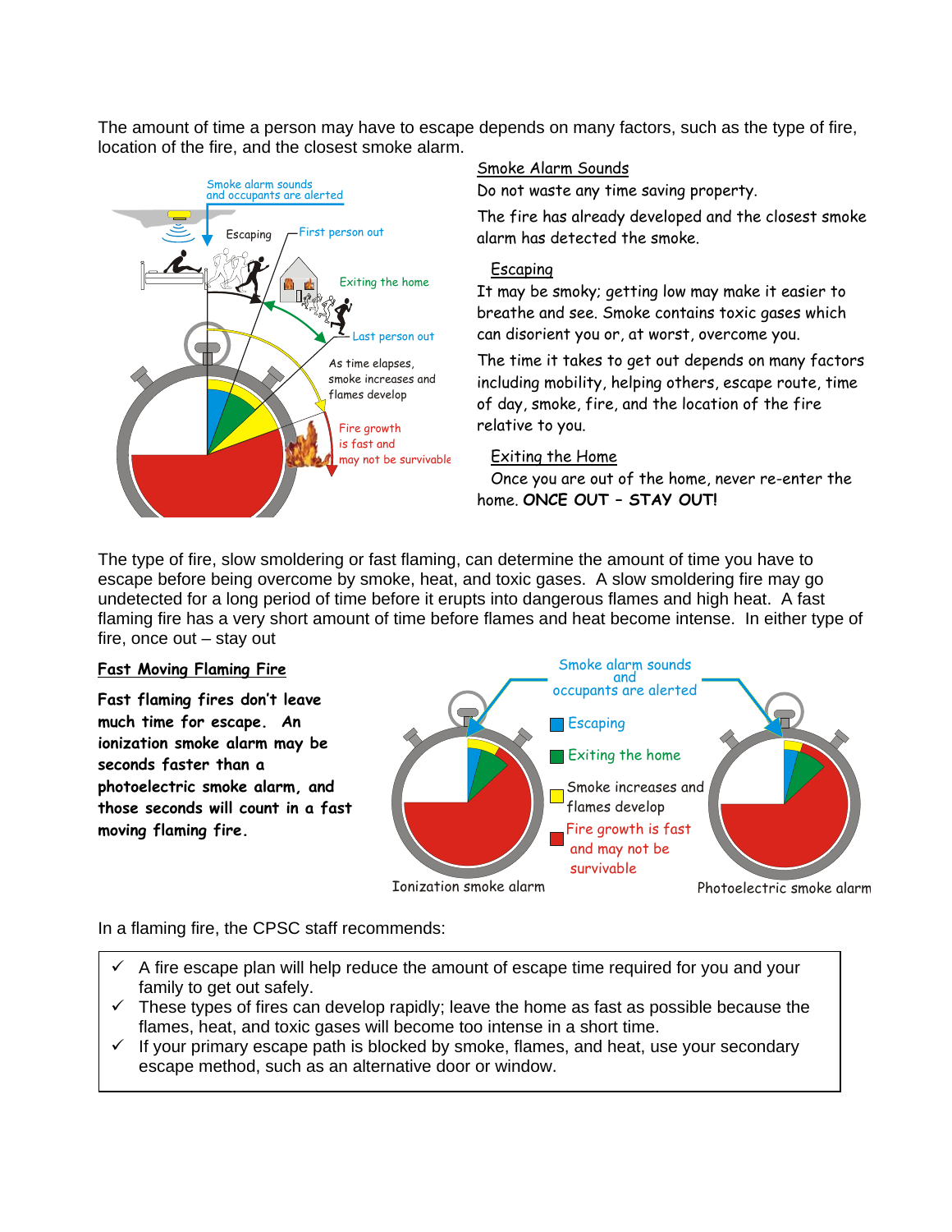The amount of time a person may have to escape depends on many factors, such as the type of fire, location of the fire, and the closest smoke alarm.

Smoke alarm sounds and occupants are alerted

Escaping

First person out

Exiting the home

Last person out

As time elapses, smoke increases and flames develop

Fire growth is fast and may not be survivable

### Smoke Alarm Sounds

Do not waste any time saving property.

The fire has already developed and the closest smoke alarm has detected the smoke.

### Escaping

It may be smoky; getting low may make it easier to breathe and see. Smoke contains toxic gases which can disorient you or, at worst, overcome you.

The time it takes to get out depends on many factors including mobility, helping others, escape route, time of day, smoke, fire, and the location of the fire relative to you.

### Exiting the Home

Once you are out of the home, never re-enter the home. **ONCE OUT – STAY OUT!**

The type of fire, slow smoldering or fast flaming, can determine the amount of time you have to escape before being overcome by smoke, heat, and toxic gases. A slow smoldering fire may go undetected for a long period of time before it erupts into dangerous flames and high heat. A fast flaming fire has a very short amount of time before flames and heat become intense. In either type of fire, once out – stay out

### Fast Moving Flaming Fire

**Fast flaming fires don't leave much time for escape. An ionization smoke alarm may be seconds faster than a photoelectric smoke alarm, and those seconds will count in a fast moving flaming fire.**

Smoke alarm sounds and occupants are alerted

- Escaping
- Exiting the home
- Smoke increases and flames develop
- Fire growth is fast and may not be survivable

Ionization smoke alarm

Photoelectric smoke alarm

In a flaming fire, the CPSC staff recommends:

- ✓ A fire escape plan will help reduce the amount of escape time required for you and your family to get out safely.
- ✓ These types of fires can develop rapidly; leave the home as fast as possible because the flames, heat, and toxic gases will become too intense in a short time.
- ✓ If your primary escape path is blocked by smoke, flames, and heat, use your secondary escape method, such as an alternative door or window.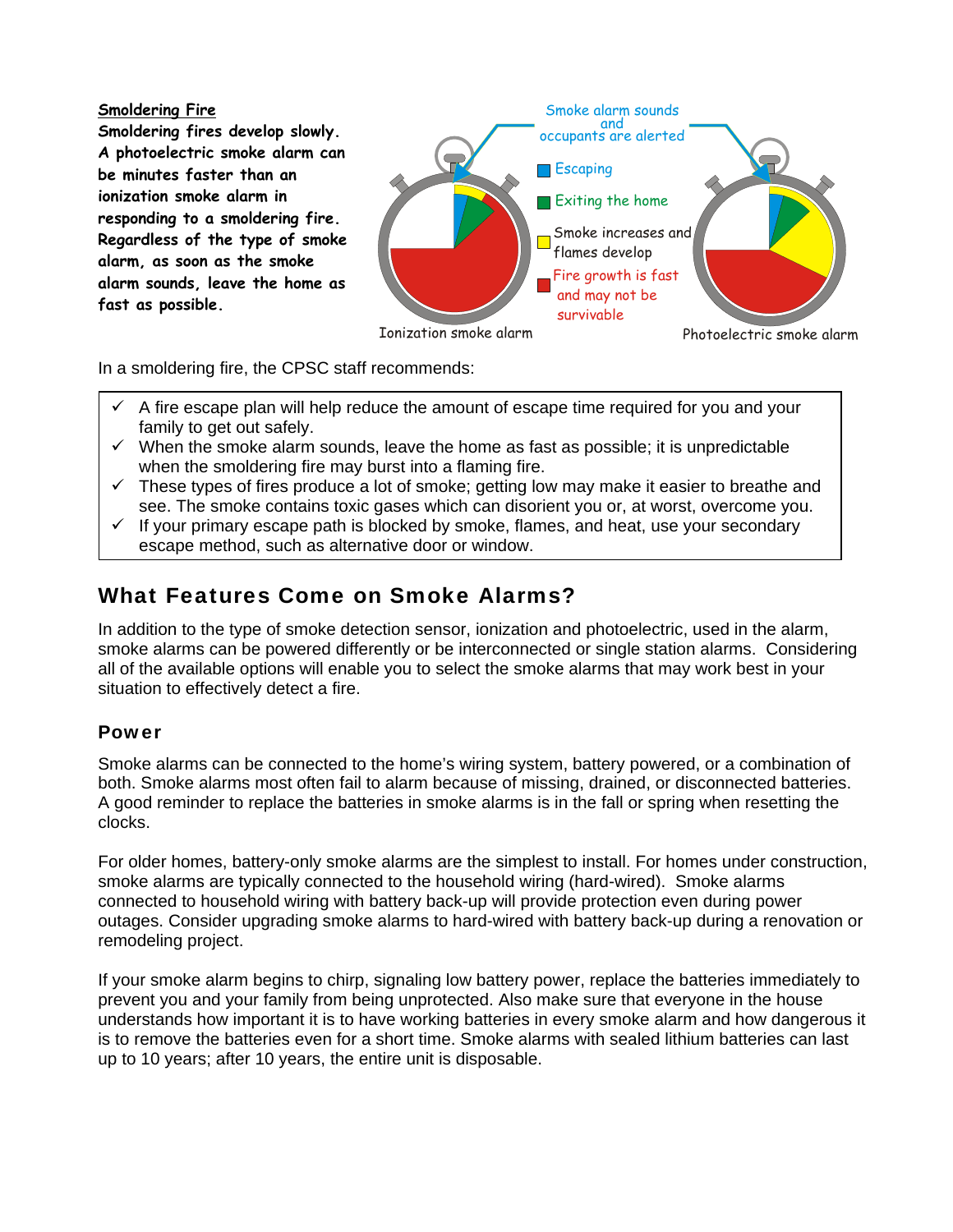**Smoldering Fire**

**Smoldering fires develop slowly. A photoelectric smoke alarm can be minutes faster than an ionization smoke alarm in responding to a smoldering fire. Regardless of the type of smoke alarm, as soon as the smoke alarm sounds, leave the home as fast as possible.**

Smoke alarm sounds and occupants are alerted

- Escaping
- Exiting the home
- Smoke increases and flames develop
- Fire growth is fast and may not be survivable

Ionization smoke alarm

Photoelectric smoke alarm

In a smoldering fire, the CPSC staff recommends:

- ✓ A fire escape plan will help reduce the amount of escape time required for you and your family to get out safely.
- ✓ When the smoke alarm sounds, leave the home as fast as possible; it is unpredictable when the smoldering fire may burst into a flaming fire.
- ✓ These types of fires produce a lot of smoke; getting low may make it easier to breathe and see. The smoke contains toxic gases which can disorient you or, at worst, overcome you.
- ✓ If your primary escape path is blocked by smoke, flames, and heat, use your secondary escape method, such as alternative door or window.

## What Features Come on Smoke Alarms?

In addition to the type of smoke detection sensor, ionization and photoelectric, used in the alarm, smoke alarms can be powered differently or be interconnected or single station alarms. Considering all of the available options will enable you to select the smoke alarms that may work best in your situation to effectively detect a fire.

### Power

Smoke alarms can be connected to the home's wiring system, battery powered, or a combination of both. Smoke alarms most often fail to alarm because of missing, drained, or disconnected batteries. A good reminder to replace the batteries in smoke alarms is in the fall or spring when resetting the clocks.

For older homes, battery-only smoke alarms are the simplest to install. For homes under construction, smoke alarms are typically connected to the household wiring (hard-wired). Smoke alarms connected to household wiring with battery back-up will provide protection even during power outages. Consider upgrading smoke alarms to hard-wired with battery back-up during a renovation or remodeling project.

If your smoke alarm begins to chirp, signaling low battery power, replace the batteries immediately to prevent you and your family from being unprotected. Also make sure that everyone in the house understands how important it is to have working batteries in every smoke alarm and how dangerous it is to remove the batteries even for a short time. Smoke alarms with sealed lithium batteries can last up to 10 years; after 10 years, the entire unit is disposable.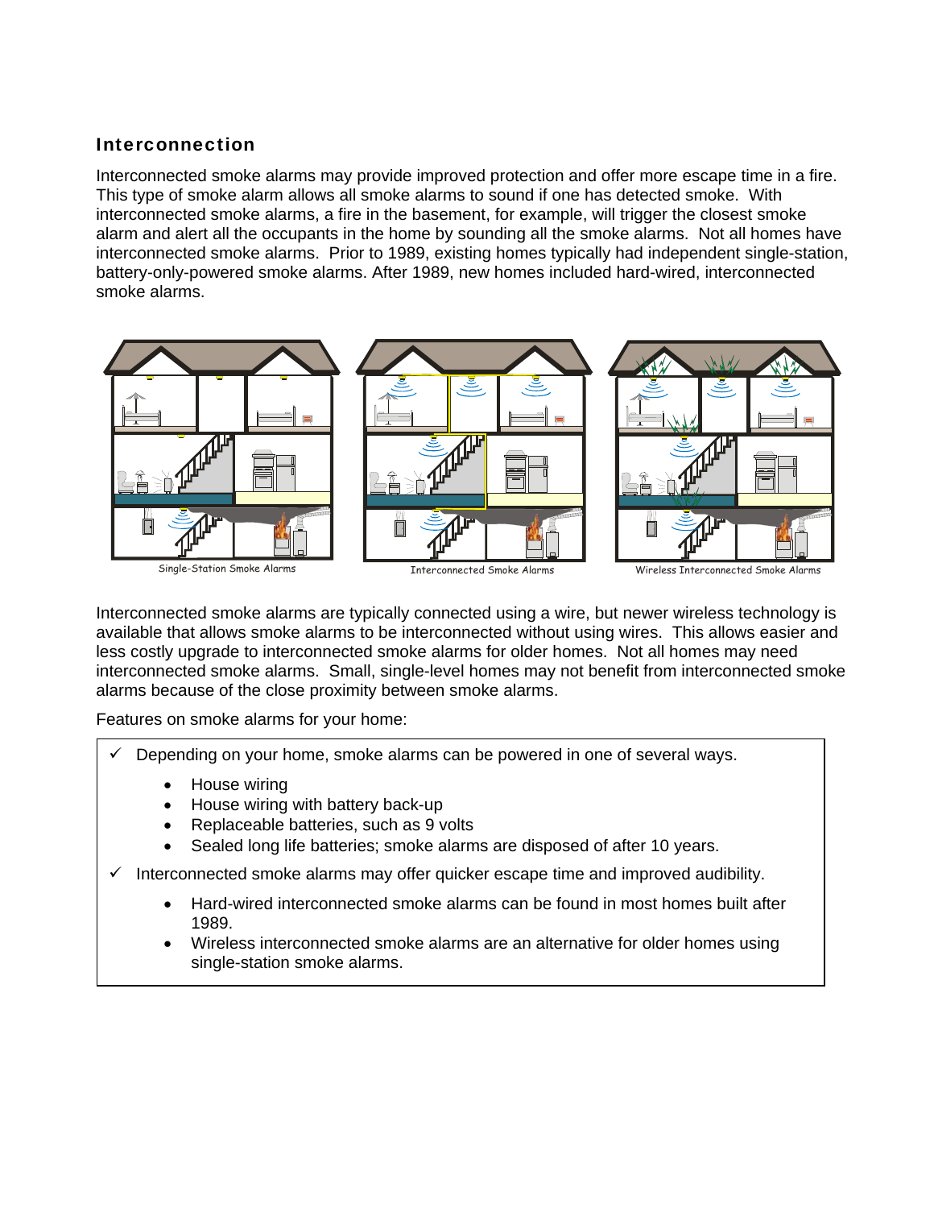## Interconnection

Interconnected smoke alarms may provide improved protection and offer more escape time in a fire. This type of smoke alarm allows all smoke alarms to sound if one has detected smoke. With interconnected smoke alarms, a fire in the basement, for example, will trigger the closest smoke alarm and alert all the occupants in the home by sounding all the smoke alarms. Not all homes have interconnected smoke alarms. Prior to 1989, existing homes typically had independent single-station, battery-only-powered smoke alarms. After 1989, new homes included hard-wired, interconnected smoke alarms.

Single-Station Smoke Alarms

Interconnected Smoke Alarms

Wireless Interconnected Smoke Alarms

Interconnected smoke alarms are typically connected using a wire, but newer wireless technology is available that allows smoke alarms to be interconnected without using wires. This allows easier and less costly upgrade to interconnected smoke alarms for older homes. Not all homes may need interconnected smoke alarms. Small, single-level homes may not benefit from interconnected smoke alarms because of the close proximity between smoke alarms.

Features on smoke alarms for your home:

- ✓ Depending on your home, smoke alarms can be powered in one of several ways.
  - House wiring
  - House wiring with battery back-up
  - Replaceable batteries, such as 9 volts
  - Sealed long life batteries; smoke alarms are disposed of after 10 years.
- ✓ Interconnected smoke alarms may offer quicker escape time and improved audibility.
  - Hard-wired interconnected smoke alarms can be found in most homes built after 1989.
  - Wireless interconnected smoke alarms are an alternative for older homes using single-station smoke alarms.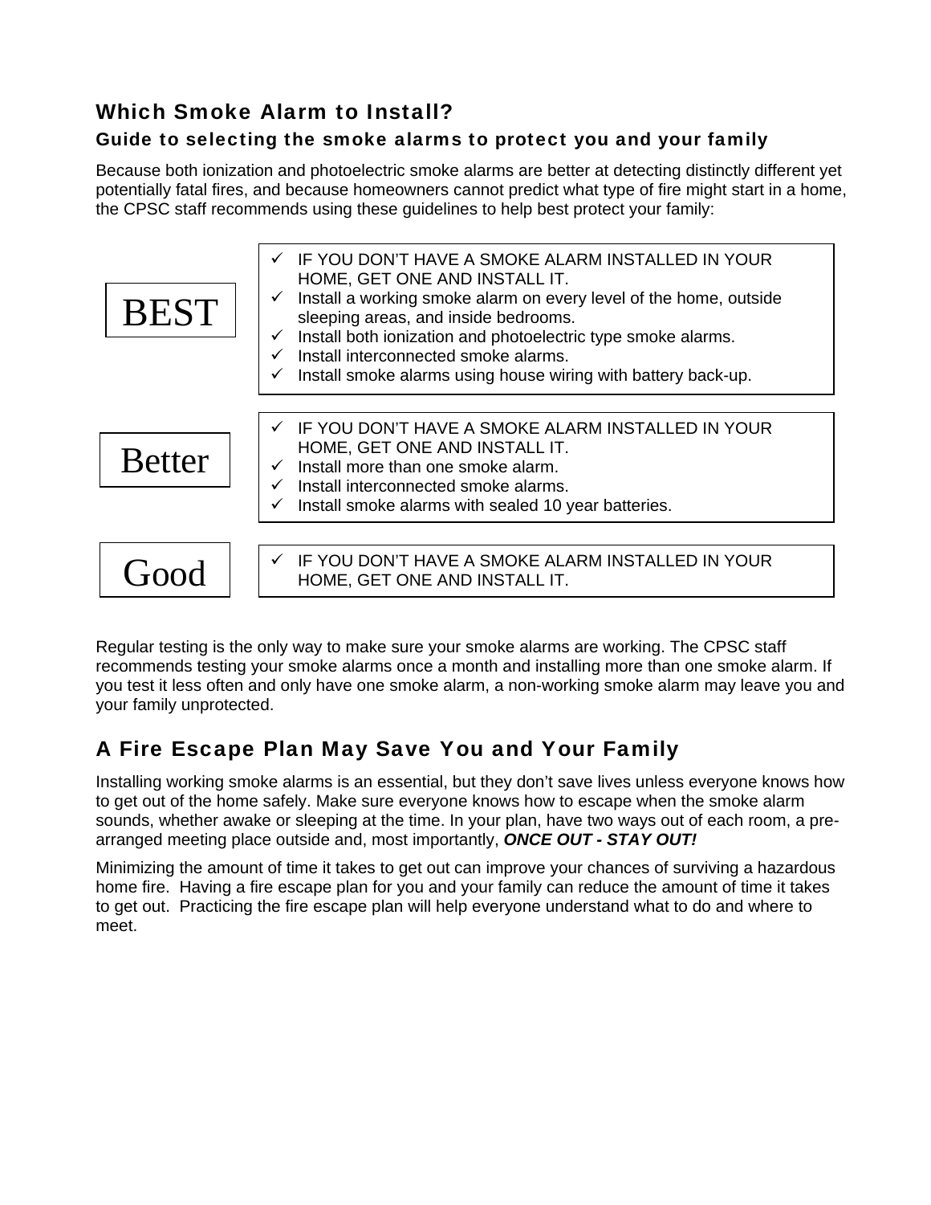## Which Smoke Alarm to Install?

### Guide to selecting the smoke alarms to protect you and your family

Because both ionization and photoelectric smoke alarms are better at detecting distinctly different yet potentially fatal fires, and because homeowners cannot predict what type of fire might start in a home, the CPSC staff recommends using these guidelines to help best protect your family:

| | |
|---|---|
| **BEST** | ✓ IF YOU DON'T HAVE A SMOKE ALARM INSTALLED IN YOUR HOME, GET ONE AND INSTALL IT.<br>✓ Install a working smoke alarm on every level of the home, outside sleeping areas, and inside bedrooms.<br>✓ Install both ionization and photoelectric type smoke alarms.<br>✓ Install interconnected smoke alarms.<br>✓ Install smoke alarms using house wiring with battery back-up. |
| **Better** | ✓ IF YOU DON'T HAVE A SMOKE ALARM INSTALLED IN YOUR HOME, GET ONE AND INSTALL IT.<br>✓ Install more than one smoke alarm.<br>✓ Install interconnected smoke alarms.<br>✓ Install smoke alarms with sealed 10 year batteries. |
| **Good** | ✓ IF YOU DON'T HAVE A SMOKE ALARM INSTALLED IN YOUR HOME, GET ONE AND INSTALL IT. |

Regular testing is the only way to make sure your smoke alarms are working. The CPSC staff recommends testing your smoke alarms once a month and installing more than one smoke alarm. If you test it less often and only have one smoke alarm, a non-working smoke alarm may leave you and your family unprotected.

## A Fire Escape Plan May Save You and Your Family

Installing working smoke alarms is an essential, but they don't save lives unless everyone knows how to get out of the home safely. Make sure everyone knows how to escape when the smoke alarm sounds, whether awake or sleeping at the time. In your plan, have two ways out of each room, a pre-arranged meeting place outside and, most importantly, ***ONCE OUT - STAY OUT!***

Minimizing the amount of time it takes to get out can improve your chances of surviving a hazardous home fire. Having a fire escape plan for you and your family can reduce the amount of time it takes to get out. Practicing the fire escape plan will help everyone understand what to do and where to meet.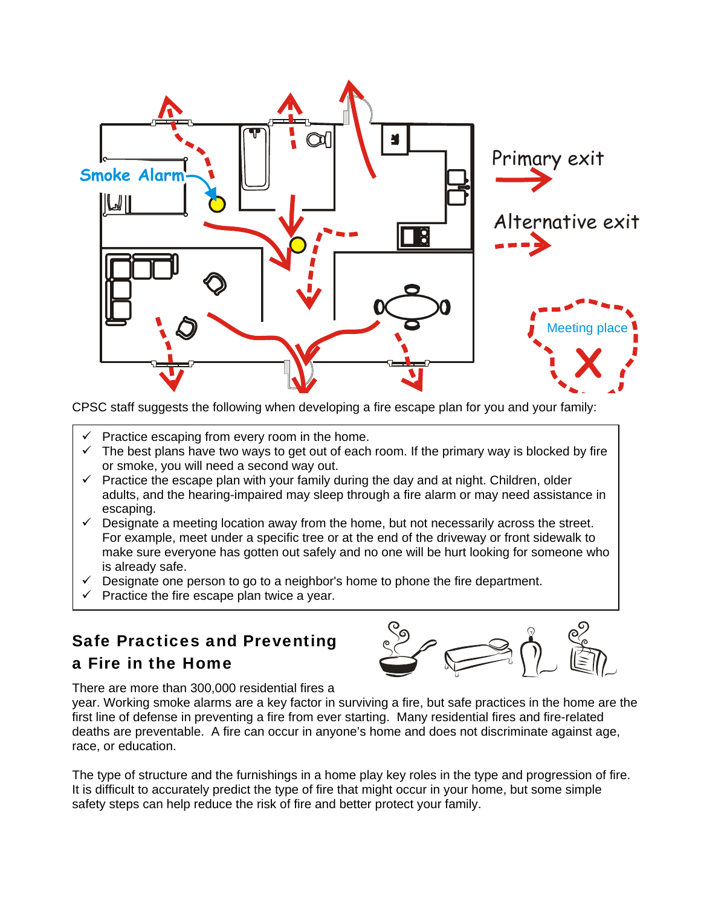CPSC staff suggests the following when developing a fire escape plan for you and your family:

- ✓ Practice escaping from every room in the home.
- ✓ The best plans have two ways to get out of each room. If the primary way is blocked by fire or smoke, you will need a second way out.
- ✓ Practice the escape plan with your family during the day and at night. Children, older adults, and the hearing-impaired may sleep through a fire alarm or may need assistance in escaping.
- ✓ Designate a meeting location away from the home, but not necessarily across the street. For example, meet under a specific tree or at the end of the driveway or front sidewalk to make sure everyone has gotten out safely and no one will be hurt looking for someone who is already safe.
- ✓ Designate one person to go to a neighbor's home to phone the fire department.
- ✓ Practice the fire escape plan twice a year.

## Safe Practices and Preventing a Fire in the Home

There are more than 300,000 residential fires a year. Working smoke alarms are a key factor in surviving a fire, but safe practices in the home are the first line of defense in preventing a fire from ever starting. Many residential fires and fire-related deaths are preventable. A fire can occur in anyone's home and does not discriminate against age, race, or education.

The type of structure and the furnishings in a home play key roles in the type and progression of fire. It is difficult to accurately predict the type of fire that might occur in your home, but some simple safety steps can help reduce the risk of fire and better protect your family.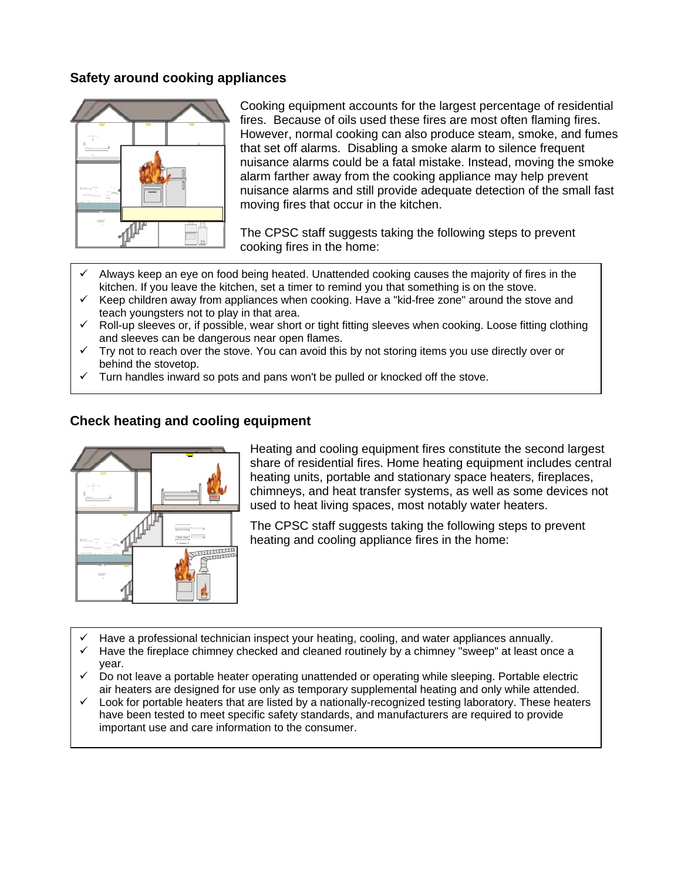### Safety around cooking appliances

Cooking equipment accounts for the largest percentage of residential fires. Because of oils used these fires are most often flaming fires. However, normal cooking can also produce steam, smoke, and fumes that set off alarms. Disabling a smoke alarm to silence frequent nuisance alarms could be a fatal mistake. Instead, moving the smoke alarm farther away from the cooking appliance may help prevent nuisance alarms and still provide adequate detection of the small fast moving fires that occur in the kitchen.

The CPSC staff suggests taking the following steps to prevent cooking fires in the home:

- ✓ Always keep an eye on food being heated. Unattended cooking causes the majority of fires in the kitchen. If you leave the kitchen, set a timer to remind you that something is on the stove.
- ✓ Keep children away from appliances when cooking. Have a "kid-free zone" around the stove and teach youngsters not to play in that area.
- ✓ Roll-up sleeves or, if possible, wear short or tight fitting sleeves when cooking. Loose fitting clothing and sleeves can be dangerous near open flames.
- ✓ Try not to reach over the stove. You can avoid this by not storing items you use directly over or behind the stovetop.
- ✓ Turn handles inward so pots and pans won't be pulled or knocked off the stove.

### Check heating and cooling equipment

Heating and cooling equipment fires constitute the second largest share of residential fires. Home heating equipment includes central heating units, portable and stationary space heaters, fireplaces, chimneys, and heat transfer systems, as well as some devices not used to heat living spaces, most notably water heaters.

The CPSC staff suggests taking the following steps to prevent heating and cooling appliance fires in the home:

- ✓ Have a professional technician inspect your heating, cooling, and water appliances annually.
- ✓ Have the fireplace chimney checked and cleaned routinely by a chimney "sweep" at least once a year.
- ✓ Do not leave a portable heater operating unattended or operating while sleeping. Portable electric air heaters are designed for use only as temporary supplemental heating and only while attended.
- ✓ Look for portable heaters that are listed by a nationally-recognized testing laboratory. These heaters have been tested to meet specific safety standards, and manufacturers are required to provide important use and care information to the consumer.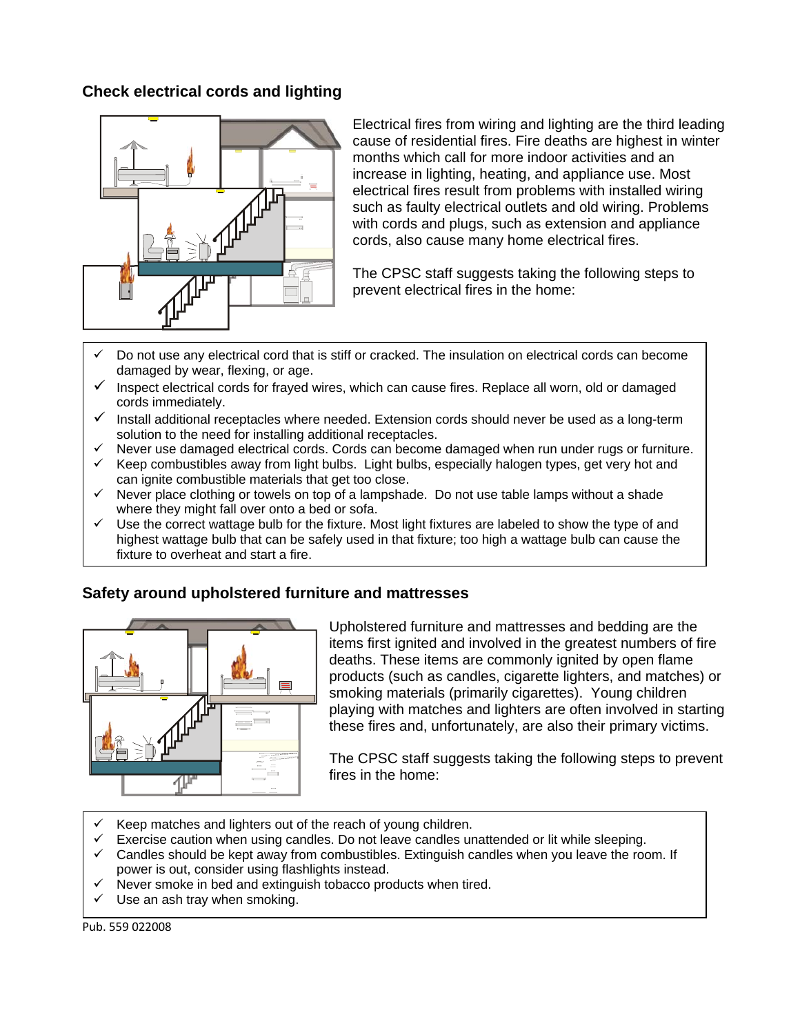## Check electrical cords and lighting

Electrical fires from wiring and lighting are the third leading cause of residential fires. Fire deaths are highest in winter months which call for more indoor activities and an increase in lighting, heating, and appliance use. Most electrical fires result from problems with installed wiring such as faulty electrical outlets and old wiring. Problems with cords and plugs, such as extension and appliance cords, also cause many home electrical fires.

The CPSC staff suggests taking the following steps to prevent electrical fires in the home:

- ✓ Do not use any electrical cord that is stiff or cracked. The insulation on electrical cords can become damaged by wear, flexing, or age.
- ✓ Inspect electrical cords for frayed wires, which can cause fires. Replace all worn, old or damaged cords immediately.
- ✓ Install additional receptacles where needed. Extension cords should never be used as a long-term solution to the need for installing additional receptacles.
- ✓ Never use damaged electrical cords. Cords can become damaged when run under rugs or furniture.
- ✓ Keep combustibles away from light bulbs. Light bulbs, especially halogen types, get very hot and can ignite combustible materials that get too close.
- ✓ Never place clothing or towels on top of a lampshade. Do not use table lamps without a shade where they might fall over onto a bed or sofa.
- ✓ Use the correct wattage bulb for the fixture. Most light fixtures are labeled to show the type of and highest wattage bulb that can be safely used in that fixture; too high a wattage bulb can cause the fixture to overheat and start a fire.

## Safety around upholstered furniture and mattresses

Upholstered furniture and mattresses and bedding are the items first ignited and involved in the greatest numbers of fire deaths. These items are commonly ignited by open flame products (such as candles, cigarette lighters, and matches) or smoking materials (primarily cigarettes). Young children playing with matches and lighters are often involved in starting these fires and, unfortunately, are also their primary victims.

The CPSC staff suggests taking the following steps to prevent fires in the home:

- ✓ Keep matches and lighters out of the reach of young children.
- ✓ Exercise caution when using candles. Do not leave candles unattended or lit while sleeping.
- ✓ Candles should be kept away from combustibles. Extinguish candles when you leave the room. If power is out, consider using flashlights instead.
- ✓ Never smoke in bed and extinguish tobacco products when tired.
- ✓ Use an ash tray when smoking.

Pub. 559 022008